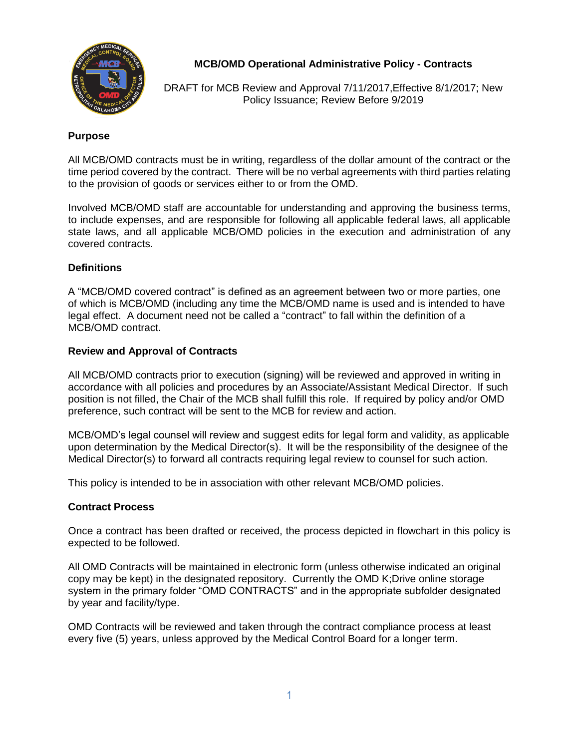# MCB/OMD Operational Administrative Policy - Contracts

DRAFT for MCB Review and Approval 7/11/2017,Effective 8/1/2017; New Policy Issuance; Review Before 9/2019

## Purpose

All MCB/OMD contracts must be in writing, regardless of the dollar amount of the contract or the time period covered by the contract. There will be no verbal agreements with third parties relating to the provision of goods or services either to or from the OMD.

Involved MCB/OMD staff are accountable for understanding and approving the business terms, to include expenses, and are responsible for following all applicable federal laws, all applicable state laws, and all applicable MCB/OMD policies in the execution and administration of any covered contracts.

## Definitions

A "MCB/OMD covered contract" is defined as an agreement between two or more parties, one of which is MCB/OMD (including any time the MCB/OMD name is used and is intended to have legal effect. A document need not be called a "contract" to fall within the definition of a MCB/OMD contract.

## Review and Approval of Contracts

All MCB/OMD contracts prior to execution (signing) will be reviewed and approved in writing in accordance with all policies and procedures by an Associate/Assistant Medical Director. If such position is not filled, the Chair of the MCB shall fulfill this role. If required by policy and/or OMD preference, such contract will be sent to the MCB for review and action.

MCB/OMD's legal counsel will review and suggest edits for legal form and validity, as applicable upon determination by the Medical Director(s). It will be the responsibility of the designee of the Medical Director(s) to forward all contracts requiring legal review to counsel for such action.

This policy is intended to be in association with other relevant MCB/OMD policies.

## Contract Process

Once a contract has been drafted or received, the process depicted in flowchart in this policy is expected to be followed.

All OMD Contracts will be maintained in electronic form (unless otherwise indicated an original copy may be kept) in the designated repository. Currently the OMD K;Drive online storage system in the primary folder "OMD CONTRACTS" and in the appropriate subfolder designated by year and facility/type.

OMD Contracts will be reviewed and taken through the contract compliance process at least every five (5) years, unless approved by the Medical Control Board for a longer term.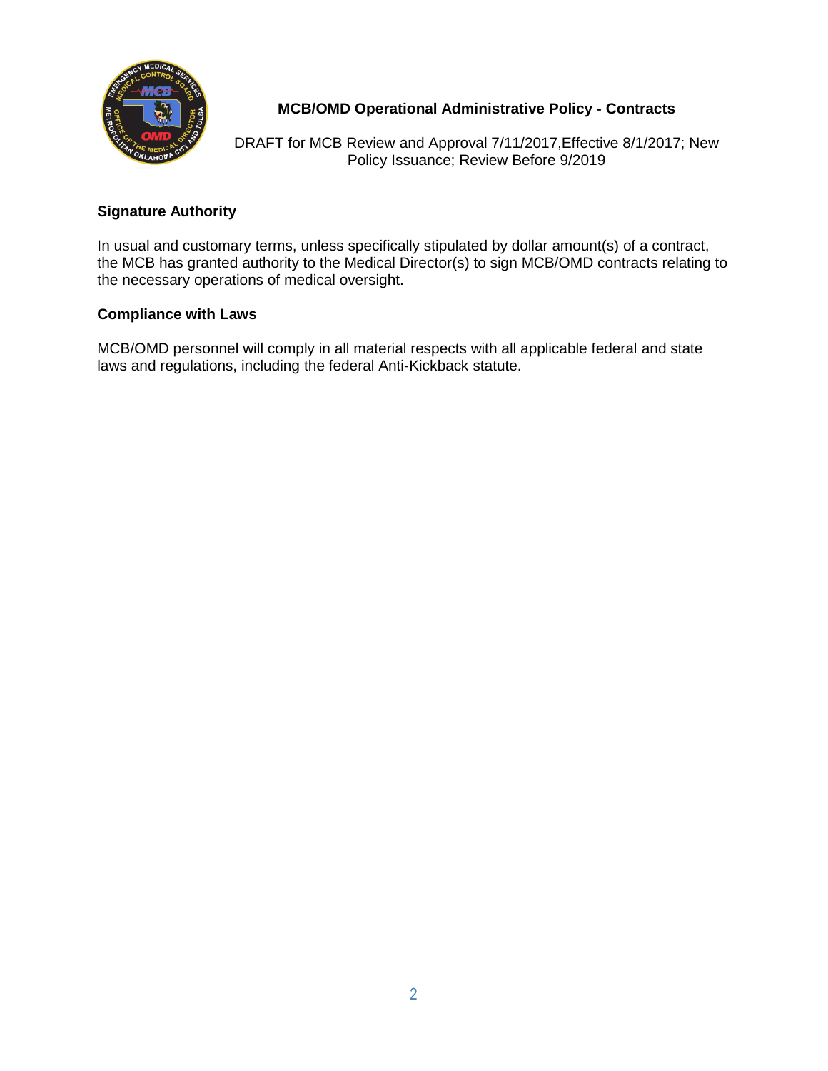## Signature Authority

In usual and customary terms, unless specifically stipulated by dollar amount(s) of a contract, the MCB has granted authority to the Medical Director(s) to sign MCB/OMD contracts relating to the necessary operations of medical oversight.

## Compliance with Laws

MCB/OMD personnel will comply in all material respects with all applicable federal and state laws and regulations, including the federal Anti-Kickback statute.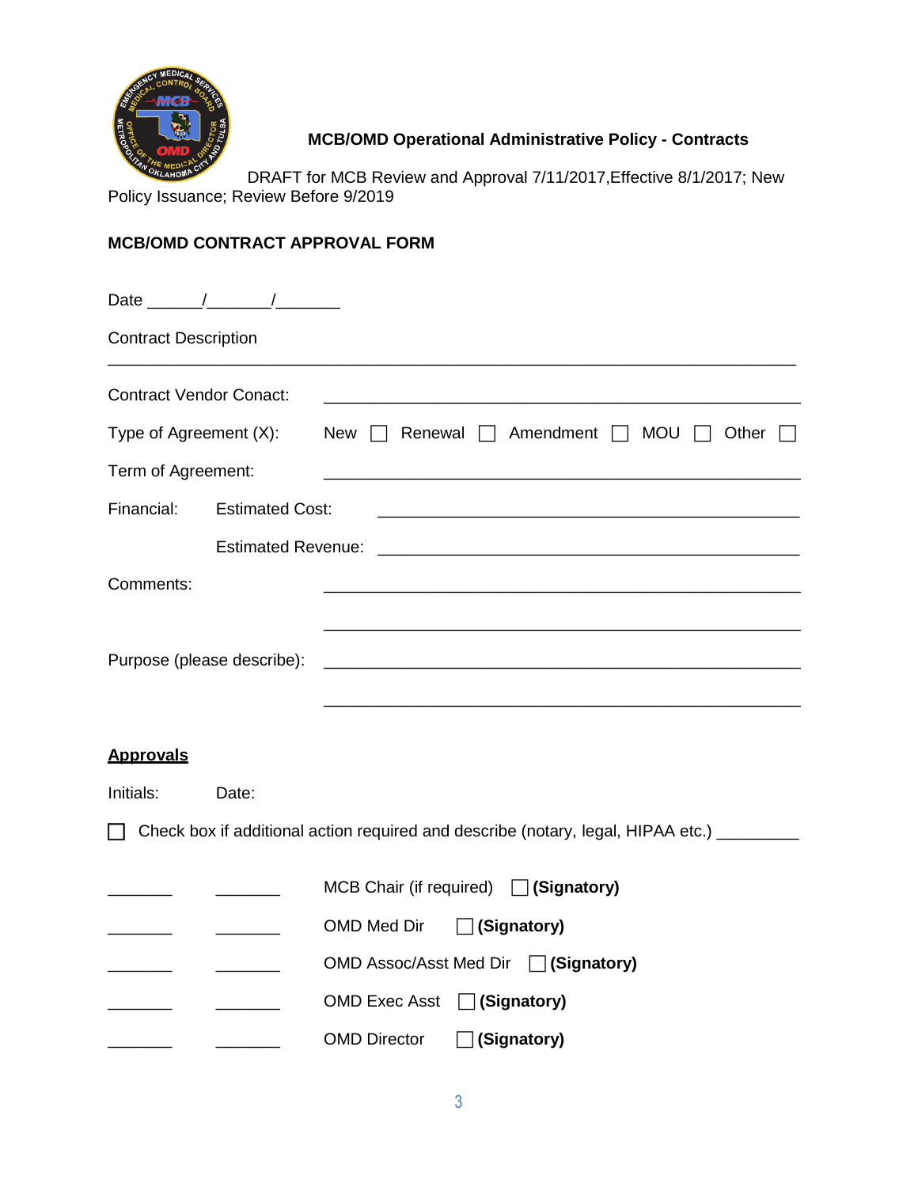**MCB/OMD Operational Administrative Policy - Contracts**

DRAFT for MCB Review and Approval 7/11/2017,Effective 8/1/2017; New Policy Issuance; Review Before 9/2019

**MCB/OMD CONTRACT APPROVAL FORM**

Date ______/_______/_______

Contract Description

______________________________________________________________________

Contract Vendor Conact: ________________________________________________

Type of Agreement (X): New ☐ Renewal ☐ Amendment ☐ MOU ☐ Other ☐

Term of Agreement: ________________________________________________

Financial: Estimated Cost: ____________________________________________

Estimated Revenue: ____________________________________________

Comments: ________________________________________________

________________________________________________

Purpose (please describe): ________________________________________________

________________________________________________

**<u>Approvals</u>**

Initials: Date:

☐ Check box if additional action required and describe (notary, legal, HIPAA etc.) _________

| Initials | Date | | |
|---|---|---|---|
| _______ | _______ | MCB Chair (if required) | ☐ **(Signatory)** |
| _______ | _______ | OMD Med Dir | ☐ **(Signatory)** |
| _______ | _______ | OMD Assoc/Asst Med Dir | ☐ **(Signatory)** |
| _______ | _______ | OMD Exec Asst | ☐ **(Signatory)** |
| _______ | _______ | OMD Director | ☐ **(Signatory)** |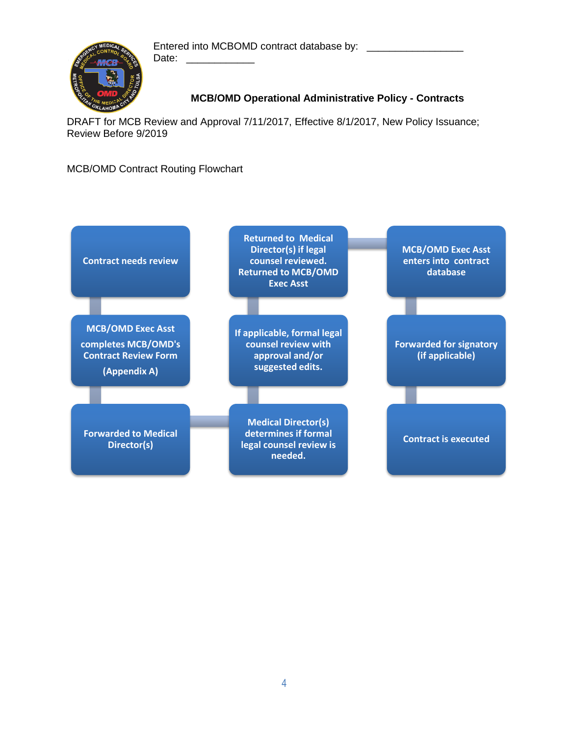Entered into MCBOMD contract database by: ________________
Date: ____________

## MCB/OMD Operational Administrative Policy - Contracts

DRAFT for MCB Review and Approval 7/11/2017, Effective 8/1/2017, New Policy Issuance; Review Before 9/2019

MCB/OMD Contract Routing Flowchart

Contract needs review

MCB/OMD Exec Asst completes MCB/OMD's Contract Review Form (Appendix A)

Forwarded to Medical Director(s)

Medical Director(s) determines if formal legal counsel review is needed.

If applicable, formal legal counsel review with approval and/or suggested edits.

Returned to Medical Director(s) if legal counsel reviewed. Returned to MCB/OMD Exec Asst

MCB/OMD Exec Asst enters into contract database

Forwarded for signatory (if applicable)

Contract is executed